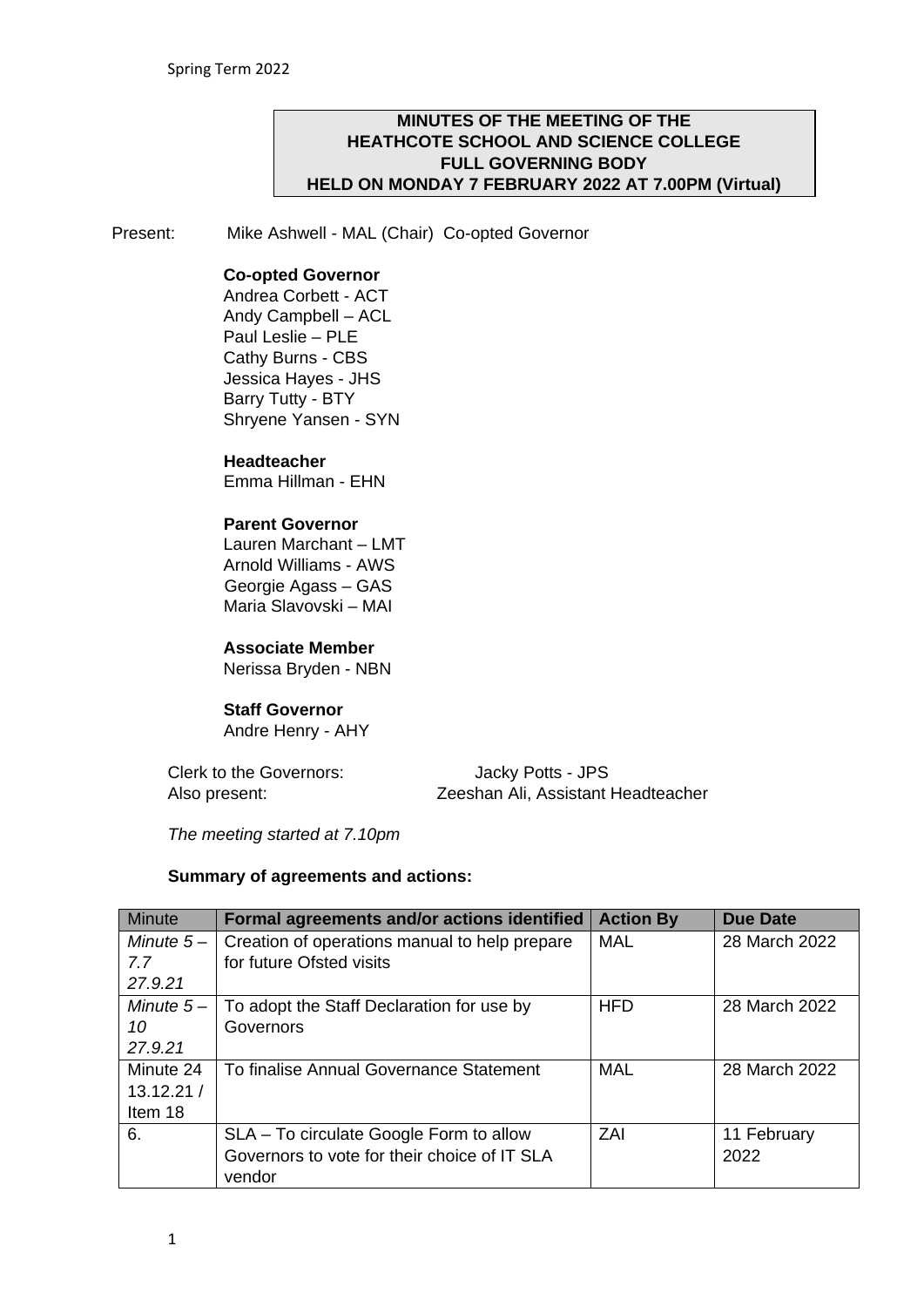**MINUTES OF THE MEETING OF THE HEATHCOTE SCHOOL AND SCIENCE COLLEGE FULL GOVERNING BODY HELD ON MONDAY 7 FEBRUARY 2022 AT 7.00PM (Virtual)**

Present: Mike Ashwell - MAL (Chair) Co-opted Governor

**Co-opted Governor**
Andrea Corbett - ACT
Andy Campbell – ACL
Paul Leslie – PLE
Cathy Burns - CBS
Jessica Hayes - JHS
Barry Tutty - BTY
Shryene Yansen - SYN

**Headteacher**
Emma Hillman - EHN

**Parent Governor**
Lauren Marchant – LMT
Arnold Williams - AWS
Georgie Agass – GAS
Maria Slavovski – MAI

**Associate Member**
Nerissa Bryden - NBN

**Staff Governor**
Andre Henry - AHY

Clerk to the Governors: Jacky Potts - JPS
Also present: Zeeshan Ali, Assistant Headteacher

*The meeting started at 7.10pm*

**Summary of agreements and actions:**

| Minute | Formal agreements and/or actions identified | Action By | Due Date |
|---|---|---|---|
| *Minute 5 – 7.7 27.9.21* | Creation of operations manual to help prepare for future Ofsted visits | MAL | 28 March 2022 |
| *Minute 5 – 10 27.9.21* | To adopt the Staff Declaration for use by Governors | HFD | 28 March 2022 |
| Minute 24 13.12.21 / Item 18 | To finalise Annual Governance Statement | MAL | 28 March 2022 |
| 6. | SLA – To circulate Google Form to allow Governors to vote for their choice of IT SLA vendor | ZAI | 11 February 2022 |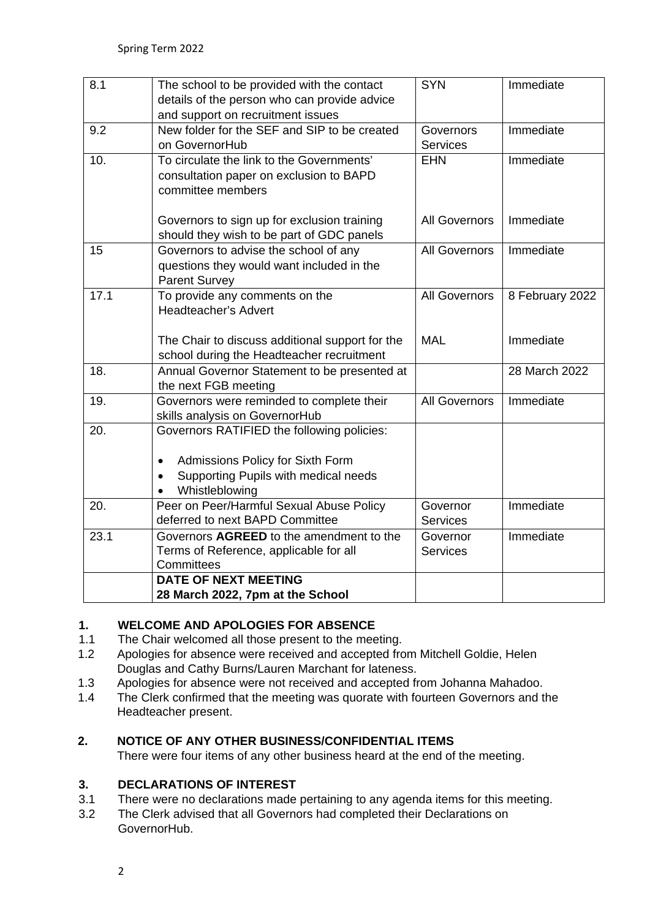| 8.1 | The school to be provided with the contact details of the person who can provide advice and support on recruitment issues | SYN | Immediate |
|---|---|---|---|
| 9.2 | New folder for the SEF and SIP to be created on GovernorHub | Governors Services | Immediate |
| 10. | To circulate the link to the Governments' consultation paper on exclusion to BAPD committee members<br><br>Governors to sign up for exclusion training should they wish to be part of GDC panels | EHN<br><br>All Governors | Immediate<br><br>Immediate |
| 15 | Governors to advise the school of any questions they would want included in the Parent Survey | All Governors | Immediate |
| 17.1 | To provide any comments on the Headteacher's Advert<br><br>The Chair to discuss additional support for the school during the Headteacher recruitment | All Governors<br><br>MAL | 8 February 2022<br><br>Immediate |
| 18. | Annual Governor Statement to be presented at the next FGB meeting | | 28 March 2022 |
| 19. | Governors were reminded to complete their skills analysis on GovernorHub | All Governors | Immediate |
| 20. | Governors RATIFIED the following policies:<br><br>• Admissions Policy for Sixth Form<br>• Supporting Pupils with medical needs<br>• Whistleblowing | | |
| 20. | Peer on Peer/Harmful Sexual Abuse Policy deferred to next BAPD Committee | Governor Services | Immediate |
| 23.1 | Governors **AGREED** to the amendment to the Terms of Reference, applicable for all Committees | Governor Services | Immediate |
| | **DATE OF NEXT MEETING**<br>**28 March 2022, 7pm at the School** | | |

## 1. WELCOME AND APOLOGIES FOR ABSENCE

1.1 The Chair welcomed all those present to the meeting.

1.2 Apologies for absence were received and accepted from Mitchell Goldie, Helen Douglas and Cathy Burns/Lauren Marchant for lateness.

1.3 Apologies for absence were not received and accepted from Johanna Mahadoo.

1.4 The Clerk confirmed that the meeting was quorate with fourteen Governors and the Headteacher present.

## 2. NOTICE OF ANY OTHER BUSINESS/CONFIDENTIAL ITEMS

There were four items of any other business heard at the end of the meeting.

## 3. DECLARATIONS OF INTEREST

3.1 There were no declarations made pertaining to any agenda items for this meeting.

3.2 The Clerk advised that all Governors had completed their Declarations on GovernorHub.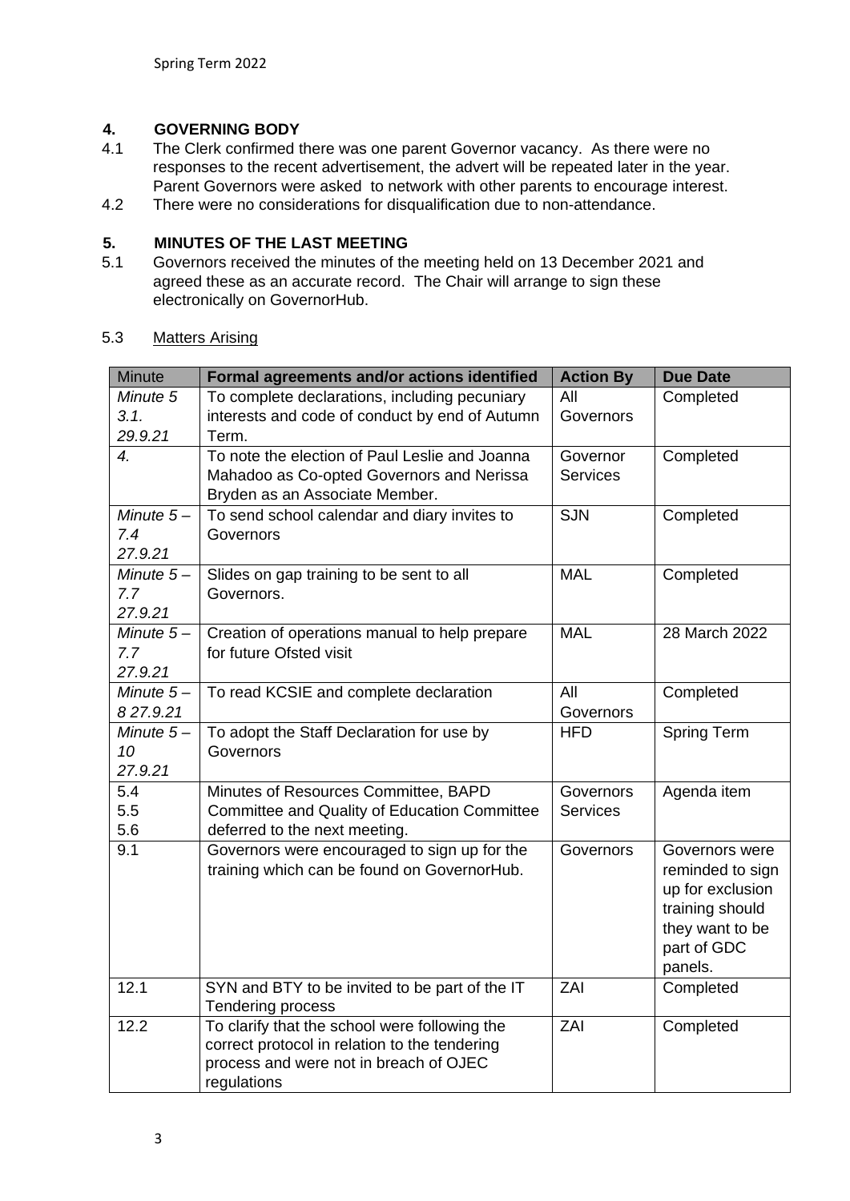## 4. GOVERNING BODY

4.1 The Clerk confirmed there was one parent Governor vacancy. As there were no responses to the recent advertisement, the advert will be repeated later in the year. Parent Governors were asked to network with other parents to encourage interest.

4.2 There were no considerations for disqualification due to non-attendance.

## 5. MINUTES OF THE LAST MEETING

5.1 Governors received the minutes of the meeting held on 13 December 2021 and agreed these as an accurate record. The Chair will arrange to sign these electronically on GovernorHub.

5.3 Matters Arising

| Minute | **Formal agreements and/or actions identified** | **Action By** | **Due Date** |
|---|---|---|---|
| *Minute 5 3.1. 29.9.21* | To complete declarations, including pecuniary interests and code of conduct by end of Autumn Term. | All Governors | Completed |
| *4.* | To note the election of Paul Leslie and Joanna Mahadoo as Co-opted Governors and Nerissa Bryden as an Associate Member. | Governor Services | Completed |
| *Minute 5 – 7.4 27.9.21* | To send school calendar and diary invites to Governors | SJN | Completed |
| *Minute 5 – 7.7 27.9.21* | Slides on gap training to be sent to all Governors. | MAL | Completed |
| *Minute 5 – 7.7 27.9.21* | Creation of operations manual to help prepare for future Ofsted visit | MAL | 28 March 2022 |
| *Minute 5 – 8 27.9.21* | To read KCSIE and complete declaration | All Governors | Completed |
| *Minute 5 – 10 27.9.21* | To adopt the Staff Declaration for use by Governors | HFD | Spring Term |
| 5.4 5.5 5.6 | Minutes of Resources Committee, BAPD Committee and Quality of Education Committee deferred to the next meeting. | Governors Services | Agenda item |
| 9.1 | Governors were encouraged to sign up for the training which can be found on GovernorHub. | Governors | Governors were reminded to sign up for exclusion training should they want to be part of GDC panels. |
| 12.1 | SYN and BTY to be invited to be part of the IT Tendering process | ZAI | Completed |
| 12.2 | To clarify that the school were following the correct protocol in relation to the tendering process and were not in breach of OJEC regulations | ZAI | Completed |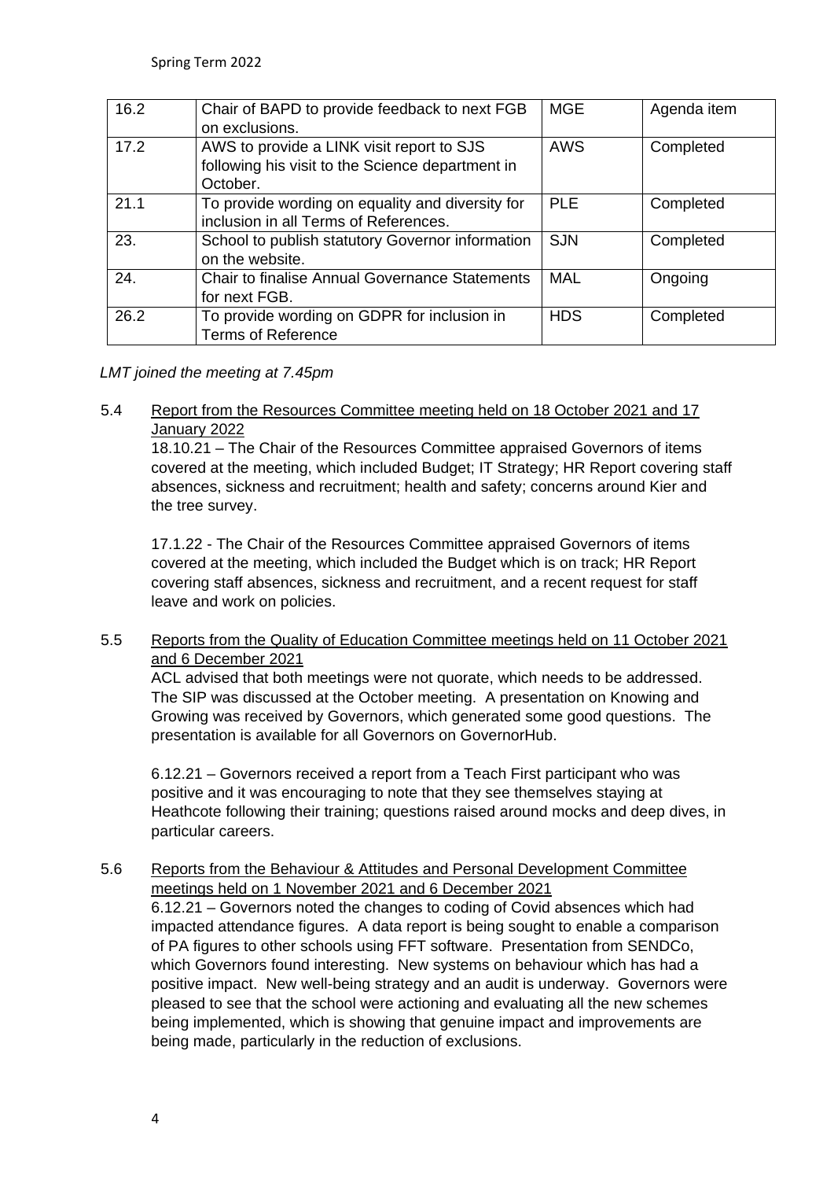| 16.2 | Chair of BAPD to provide feedback to next FGB on exclusions. | MGE | Agenda item |
|---|---|---|---|
| 17.2 | AWS to provide a LINK visit report to SJS following his visit to the Science department in October. | AWS | Completed |
| 21.1 | To provide wording on equality and diversity for inclusion in all Terms of References. | PLE | Completed |
| 23. | School to publish statutory Governor information on the website. | SJN | Completed |
| 24. | Chair to finalise Annual Governance Statements for next FGB. | MAL | Ongoing |
| 26.2 | To provide wording on GDPR for inclusion in Terms of Reference | HDS | Completed |

*LMT joined the meeting at 7.45pm*

5.4 Report from the Resources Committee meeting held on 18 October 2021 and 17 January 2022

18.10.21 – The Chair of the Resources Committee appraised Governors of items covered at the meeting, which included Budget; IT Strategy; HR Report covering staff absences, sickness and recruitment; health and safety; concerns around Kier and the tree survey.

17.1.22 - The Chair of the Resources Committee appraised Governors of items covered at the meeting, which included the Budget which is on track; HR Report covering staff absences, sickness and recruitment, and a recent request for staff leave and work on policies.

5.5 Reports from the Quality of Education Committee meetings held on 11 October 2021 and 6 December 2021

ACL advised that both meetings were not quorate, which needs to be addressed. The SIP was discussed at the October meeting. A presentation on Knowing and Growing was received by Governors, which generated some good questions. The presentation is available for all Governors on GovernorHub.

6.12.21 – Governors received a report from a Teach First participant who was positive and it was encouraging to note that they see themselves staying at Heathcote following their training; questions raised around mocks and deep dives, in particular careers.

5.6 Reports from the Behaviour & Attitudes and Personal Development Committee meetings held on 1 November 2021 and 6 December 2021

6.12.21 – Governors noted the changes to coding of Covid absences which had impacted attendance figures. A data report is being sought to enable a comparison of PA figures to other schools using FFT software. Presentation from SENDCo, which Governors found interesting. New systems on behaviour which has had a positive impact. New well-being strategy and an audit is underway. Governors were pleased to see that the school were actioning and evaluating all the new schemes being implemented, which is showing that genuine impact and improvements are being made, particularly in the reduction of exclusions.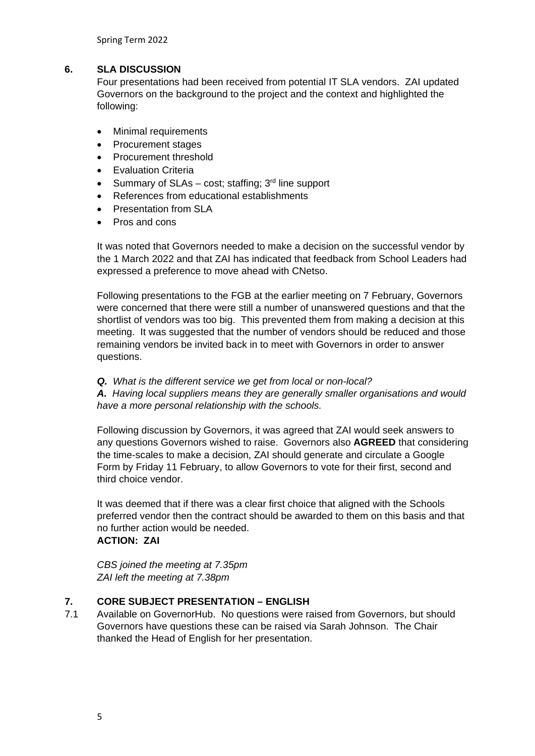## 6. SLA DISCUSSION

Four presentations had been received from potential IT SLA vendors. ZAI updated Governors on the background to the project and the context and highlighted the following:

- Minimal requirements
- Procurement stages
- Procurement threshold
- Evaluation Criteria
- Summary of SLAs – cost; staffing; 3rd line support
- References from educational establishments
- Presentation from SLA
- Pros and cons

It was noted that Governors needed to make a decision on the successful vendor by the 1 March 2022 and that ZAI has indicated that feedback from School Leaders had expressed a preference to move ahead with CNetso.

Following presentations to the FGB at the earlier meeting on 7 February, Governors were concerned that there were still a number of unanswered questions and that the shortlist of vendors was too big. This prevented them from making a decision at this meeting. It was suggested that the number of vendors should be reduced and those remaining vendors be invited back in to meet with Governors in order to answer questions.

***Q.*** *What is the different service we get from local or non-local?*
***A.*** *Having local suppliers means they are generally smaller organisations and would have a more personal relationship with the schools.*

Following discussion by Governors, it was agreed that ZAI would seek answers to any questions Governors wished to raise. Governors also **AGREED** that considering the time-scales to make a decision, ZAI should generate and circulate a Google Form by Friday 11 February, to allow Governors to vote for their first, second and third choice vendor.

It was deemed that if there was a clear first choice that aligned with the Schools preferred vendor then the contract should be awarded to them on this basis and that no further action would be needed.
**ACTION: ZAI**

*CBS joined the meeting at 7.35pm*
*ZAI left the meeting at 7.38pm*

## 7. CORE SUBJECT PRESENTATION – ENGLISH

7.1 Available on GovernorHub. No questions were raised from Governors, but should Governors have questions these can be raised via Sarah Johnson. The Chair thanked the Head of English for her presentation.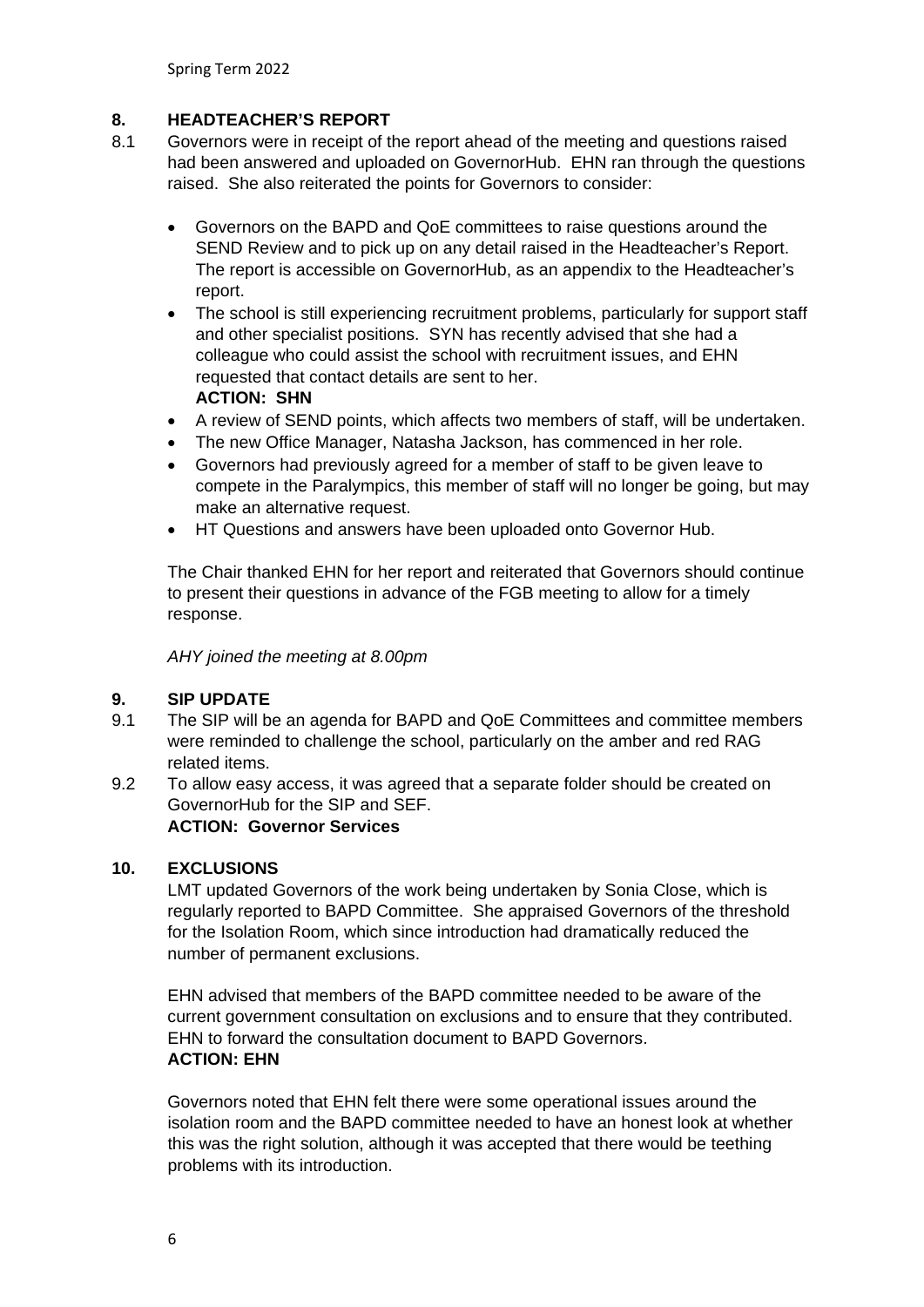## 8. HEADTEACHER'S REPORT

8.1 Governors were in receipt of the report ahead of the meeting and questions raised had been answered and uploaded on GovernorHub. EHN ran through the questions raised. She also reiterated the points for Governors to consider:

- Governors on the BAPD and QoE committees to raise questions around the SEND Review and to pick up on any detail raised in the Headteacher's Report. The report is accessible on GovernorHub, as an appendix to the Headteacher's report.
- The school is still experiencing recruitment problems, particularly for support staff and other specialist positions. SYN has recently advised that she had a colleague who could assist the school with recruitment issues, and EHN requested that contact details are sent to her.
  **ACTION: SHN**
- A review of SEND points, which affects two members of staff, will be undertaken.
- The new Office Manager, Natasha Jackson, has commenced in her role.
- Governors had previously agreed for a member of staff to be given leave to compete in the Paralympics, this member of staff will no longer be going, but may make an alternative request.
- HT Questions and answers have been uploaded onto Governor Hub.

The Chair thanked EHN for her report and reiterated that Governors should continue to present their questions in advance of the FGB meeting to allow for a timely response.

*AHY joined the meeting at 8.00pm*

## 9. SIP UPDATE

9.1 The SIP will be an agenda for BAPD and QoE Committees and committee members were reminded to challenge the school, particularly on the amber and red RAG related items.

9.2 To allow easy access, it was agreed that a separate folder should be created on GovernorHub for the SIP and SEF.
**ACTION: Governor Services**

## 10. EXCLUSIONS

LMT updated Governors of the work being undertaken by Sonia Close, which is regularly reported to BAPD Committee. She appraised Governors of the threshold for the Isolation Room, which since introduction had dramatically reduced the number of permanent exclusions.

EHN advised that members of the BAPD committee needed to be aware of the current government consultation on exclusions and to ensure that they contributed. EHN to forward the consultation document to BAPD Governors.
**ACTION: EHN**

Governors noted that EHN felt there were some operational issues around the isolation room and the BAPD committee needed to have an honest look at whether this was the right solution, although it was accepted that there would be teething problems with its introduction.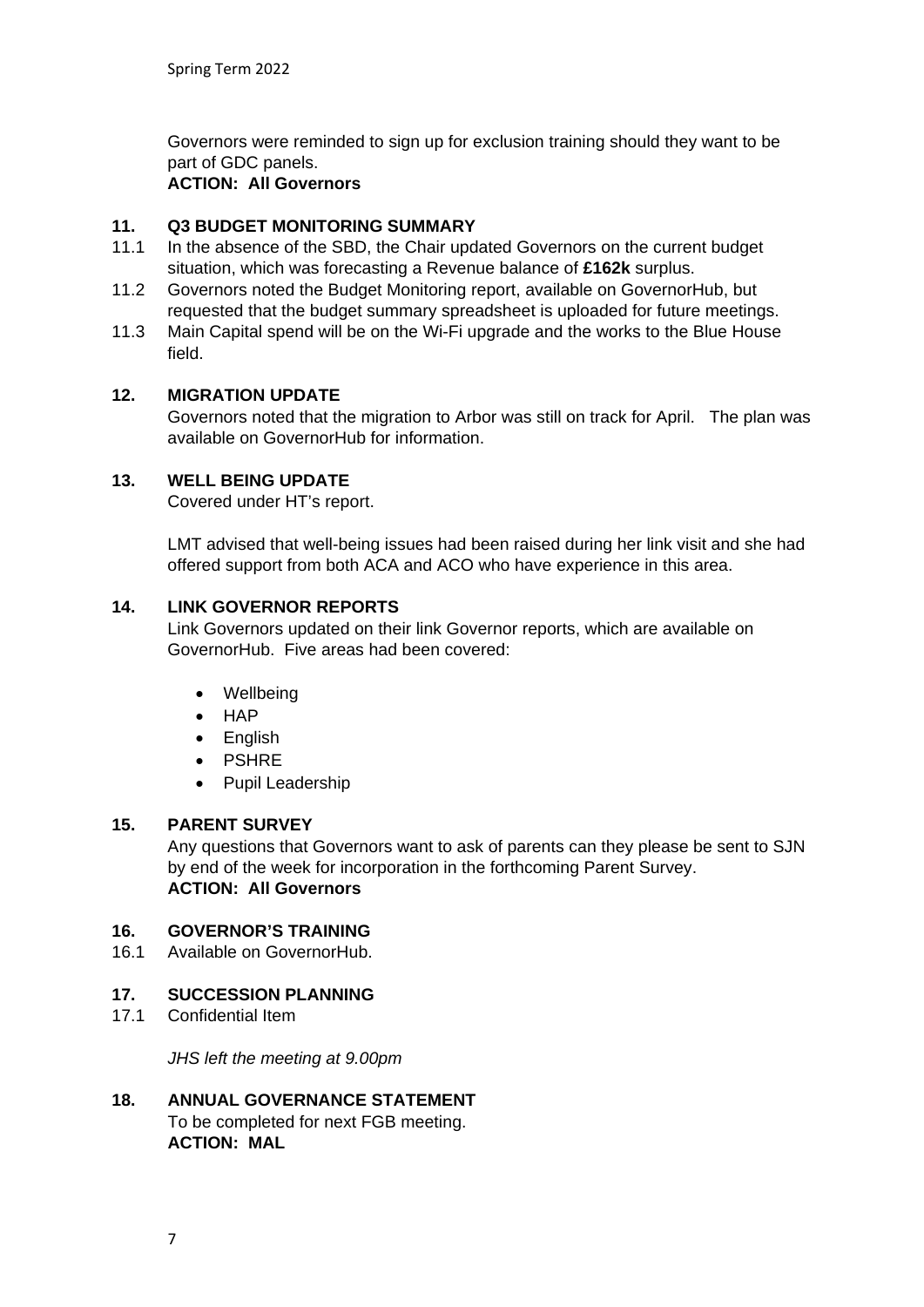Governors were reminded to sign up for exclusion training should they want to be part of GDC panels.
**ACTION: All Governors**

## 11. Q3 BUDGET MONITORING SUMMARY

11.1 In the absence of the SBD, the Chair updated Governors on the current budget situation, which was forecasting a Revenue balance of **£162k** surplus.

11.2 Governors noted the Budget Monitoring report, available on GovernorHub, but requested that the budget summary spreadsheet is uploaded for future meetings.

11.3 Main Capital spend will be on the Wi-Fi upgrade and the works to the Blue House field.

## 12. MIGRATION UPDATE

Governors noted that the migration to Arbor was still on track for April. The plan was available on GovernorHub for information.

## 13. WELL BEING UPDATE

Covered under HT's report.

LMT advised that well-being issues had been raised during her link visit and she had offered support from both ACA and ACO who have experience in this area.

## 14. LINK GOVERNOR REPORTS

Link Governors updated on their link Governor reports, which are available on GovernorHub. Five areas had been covered:

- Wellbeing
- HAP
- English
- PSHRE
- Pupil Leadership

## 15. PARENT SURVEY

Any questions that Governors want to ask of parents can they please be sent to SJN by end of the week for incorporation in the forthcoming Parent Survey.
**ACTION: All Governors**

## 16. GOVERNOR'S TRAINING

16.1 Available on GovernorHub.

## 17. SUCCESSION PLANNING

17.1 Confidential Item

*JHS left the meeting at 9.00pm*

## 18. ANNUAL GOVERNANCE STATEMENT

To be completed for next FGB meeting.
**ACTION: MAL**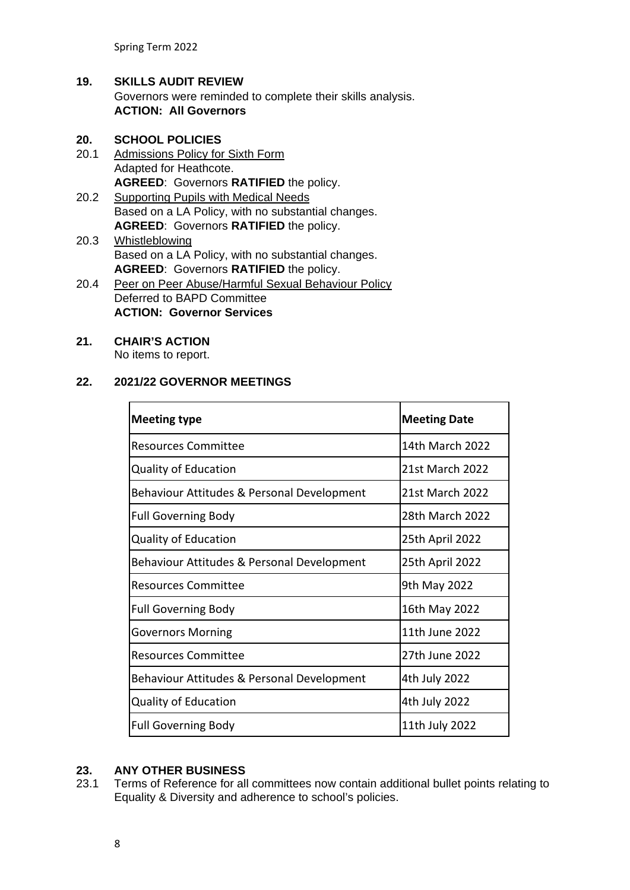## 19. SKILLS AUDIT REVIEW

Governors were reminded to complete their skills analysis.
**ACTION: All Governors**

## 20. SCHOOL POLICIES

20.1 Admissions Policy for Sixth Form
Adapted for Heathcote.
**AGREED**: Governors **RATIFIED** the policy.

20.2 Supporting Pupils with Medical Needs
Based on a LA Policy, with no substantial changes.
**AGREED**: Governors **RATIFIED** the policy.

20.3 Whistleblowing
Based on a LA Policy, with no substantial changes.
**AGREED**: Governors **RATIFIED** the policy.

20.4 Peer on Peer Abuse/Harmful Sexual Behaviour Policy
Deferred to BAPD Committee
**ACTION: Governor Services**

## 21. CHAIR'S ACTION

No items to report.

## 22. 2021/22 GOVERNOR MEETINGS

| Meeting type | Meeting Date |
|---|---|
| Resources Committee | 14th March 2022 |
| Quality of Education | 21st March 2022 |
| Behaviour Attitudes & Personal Development | 21st March 2022 |
| Full Governing Body | 28th March 2022 |
| Quality of Education | 25th April 2022 |
| Behaviour Attitudes & Personal Development | 25th April 2022 |
| Resources Committee | 9th May 2022 |
| Full Governing Body | 16th May 2022 |
| Governors Morning | 11th June 2022 |
| Resources Committee | 27th June 2022 |
| Behaviour Attitudes & Personal Development | 4th July 2022 |
| Quality of Education | 4th July 2022 |
| Full Governing Body | 11th July 2022 |

## 23. ANY OTHER BUSINESS

23.1 Terms of Reference for all committees now contain additional bullet points relating to Equality & Diversity and adherence to school's policies.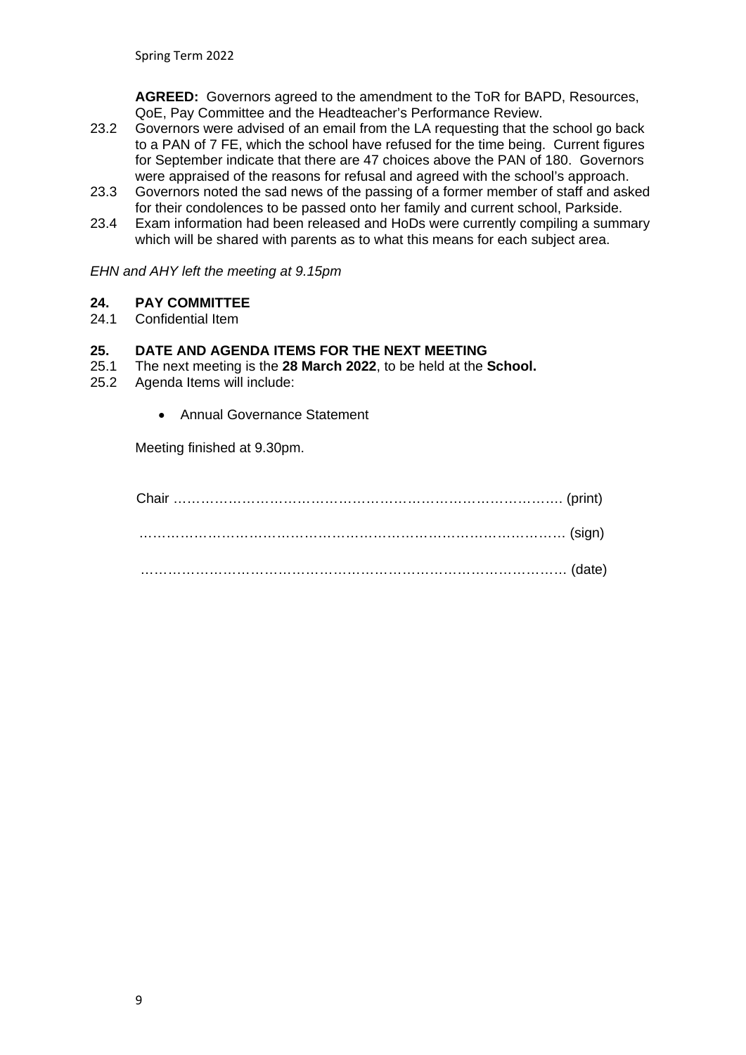**AGREED:** Governors agreed to the amendment to the ToR for BAPD, Resources, QoE, Pay Committee and the Headteacher's Performance Review.

23.2 Governors were advised of an email from the LA requesting that the school go back to a PAN of 7 FE, which the school have refused for the time being. Current figures for September indicate that there are 47 choices above the PAN of 180. Governors were appraised of the reasons for refusal and agreed with the school's approach.

23.3 Governors noted the sad news of the passing of a former member of staff and asked for their condolences to be passed onto her family and current school, Parkside.

23.4 Exam information had been released and HoDs were currently compiling a summary which will be shared with parents as to what this means for each subject area.

*EHN and AHY left the meeting at 9.15pm*

## 24. PAY COMMITTEE

24.1 Confidential Item

## 25. DATE AND AGENDA ITEMS FOR THE NEXT MEETING

25.1 The next meeting is the **28 March 2022**, to be held at the **School.**

25.2 Agenda Items will include:

- Annual Governance Statement

Meeting finished at 9.30pm.

Chair ……………………………………………………………………………. (print)

……………………………………………………………………………… (sign)

……………………………………………………………………………… (date)